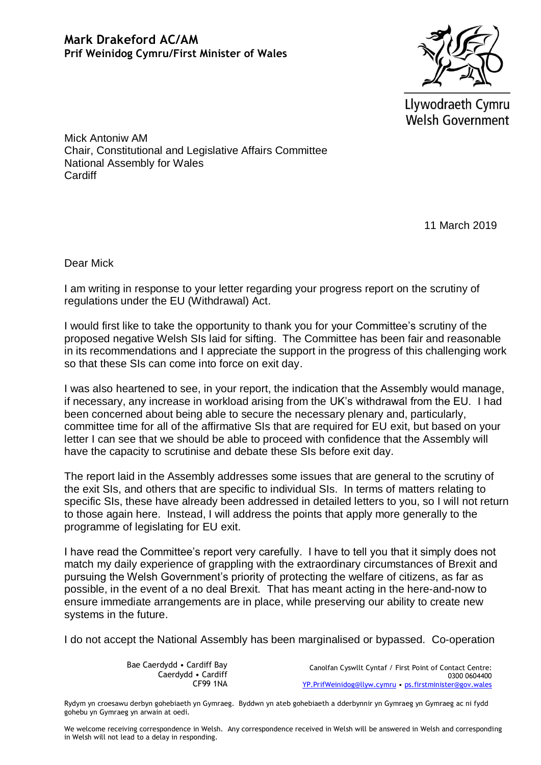**Mark Drakeford AC/AM**
**Prif Weinidog Cymru/First Minister of Wales**

Llywodraeth Cymru
Welsh Government

Mick Antoniw AM
Chair, Constitutional and Legislative Affairs Committee
National Assembly for Wales
Cardiff

11 March 2019

Dear Mick

I am writing in response to your letter regarding your progress report on the scrutiny of regulations under the EU (Withdrawal) Act.

I would first like to take the opportunity to thank you for your Committee's scrutiny of the proposed negative Welsh SIs laid for sifting. The Committee has been fair and reasonable in its recommendations and I appreciate the support in the progress of this challenging work so that these SIs can come into force on exit day.

I was also heartened to see, in your report, the indication that the Assembly would manage, if necessary, any increase in workload arising from the UK's withdrawal from the EU. I had been concerned about being able to secure the necessary plenary and, particularly, committee time for all of the affirmative SIs that are required for EU exit, but based on your letter I can see that we should be able to proceed with confidence that the Assembly will have the capacity to scrutinise and debate these SIs before exit day.

The report laid in the Assembly addresses some issues that are general to the scrutiny of the exit SIs, and others that are specific to individual SIs. In terms of matters relating to specific SIs, these have already been addressed in detailed letters to you, so I will not return to those again here. Instead, I will address the points that apply more generally to the programme of legislating for EU exit.

I have read the Committee's report very carefully. I have to tell you that it simply does not match my daily experience of grappling with the extraordinary circumstances of Brexit and pursuing the Welsh Government's priority of protecting the welfare of citizens, as far as possible, in the event of a no deal Brexit. That has meant acting in the here-and-now to ensure immediate arrangements are in place, while preserving our ability to create new systems in the future.

I do not accept the National Assembly has been marginalised or bypassed. Co-operation

Bae Caerdydd • Cardiff Bay
Caerdydd • Cardiff
CF99 1NA

Canolfan Cyswllt Cyntaf / First Point of Contact Centre:
0300 0604400
YP.PrifWeinidog@llyw.cymru • ps.firstminister@gov.wales

Rydym yn croesawu derbyn gohebiaeth yn Gymraeg. Byddwn yn ateb gohebiaeth a dderbynnir yn Gymraeg yn Gymraeg ac ni fydd gohebu yn Gymraeg yn arwain at oedi.

We welcome receiving correspondence in Welsh. Any correspondence received in Welsh will be answered in Welsh and corresponding in Welsh will not lead to a delay in responding.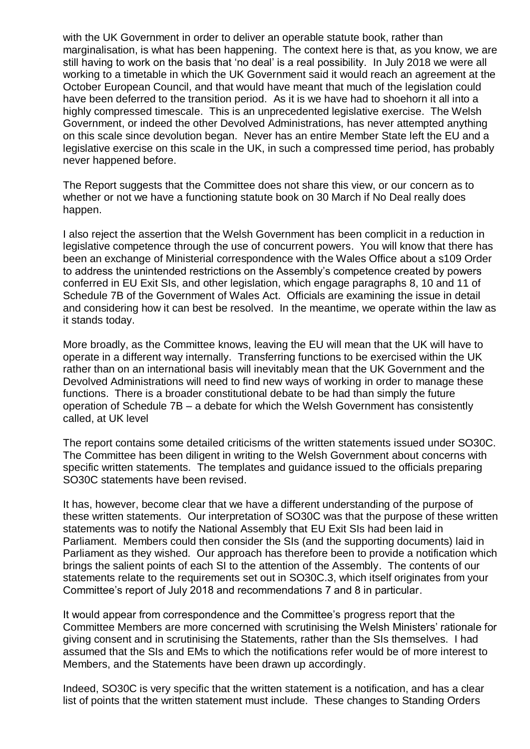with the UK Government in order to deliver an operable statute book, rather than marginalisation, is what has been happening. The context here is that, as you know, we are still having to work on the basis that 'no deal' is a real possibility. In July 2018 we were all working to a timetable in which the UK Government said it would reach an agreement at the October European Council, and that would have meant that much of the legislation could have been deferred to the transition period. As it is we have had to shoehorn it all into a highly compressed timescale. This is an unprecedented legislative exercise. The Welsh Government, or indeed the other Devolved Administrations, has never attempted anything on this scale since devolution began. Never has an entire Member State left the EU and a legislative exercise on this scale in the UK, in such a compressed time period, has probably never happened before.

The Report suggests that the Committee does not share this view, or our concern as to whether or not we have a functioning statute book on 30 March if No Deal really does happen.

I also reject the assertion that the Welsh Government has been complicit in a reduction in legislative competence through the use of concurrent powers. You will know that there has been an exchange of Ministerial correspondence with the Wales Office about a s109 Order to address the unintended restrictions on the Assembly's competence created by powers conferred in EU Exit SIs, and other legislation, which engage paragraphs 8, 10 and 11 of Schedule 7B of the Government of Wales Act. Officials are examining the issue in detail and considering how it can best be resolved. In the meantime, we operate within the law as it stands today.

More broadly, as the Committee knows, leaving the EU will mean that the UK will have to operate in a different way internally. Transferring functions to be exercised within the UK rather than on an international basis will inevitably mean that the UK Government and the Devolved Administrations will need to find new ways of working in order to manage these functions. There is a broader constitutional debate to be had than simply the future operation of Schedule 7B – a debate for which the Welsh Government has consistently called, at UK level

The report contains some detailed criticisms of the written statements issued under SO30C. The Committee has been diligent in writing to the Welsh Government about concerns with specific written statements. The templates and guidance issued to the officials preparing SO30C statements have been revised.

It has, however, become clear that we have a different understanding of the purpose of these written statements. Our interpretation of SO30C was that the purpose of these written statements was to notify the National Assembly that EU Exit SIs had been laid in Parliament. Members could then consider the SIs (and the supporting documents) laid in Parliament as they wished. Our approach has therefore been to provide a notification which brings the salient points of each SI to the attention of the Assembly. The contents of our statements relate to the requirements set out in SO30C.3, which itself originates from your Committee's report of July 2018 and recommendations 7 and 8 in particular.

It would appear from correspondence and the Committee's progress report that the Committee Members are more concerned with scrutinising the Welsh Ministers' rationale for giving consent and in scrutinising the Statements, rather than the SIs themselves. I had assumed that the SIs and EMs to which the notifications refer would be of more interest to Members, and the Statements have been drawn up accordingly.

Indeed, SO30C is very specific that the written statement is a notification, and has a clear list of points that the written statement must include. These changes to Standing Orders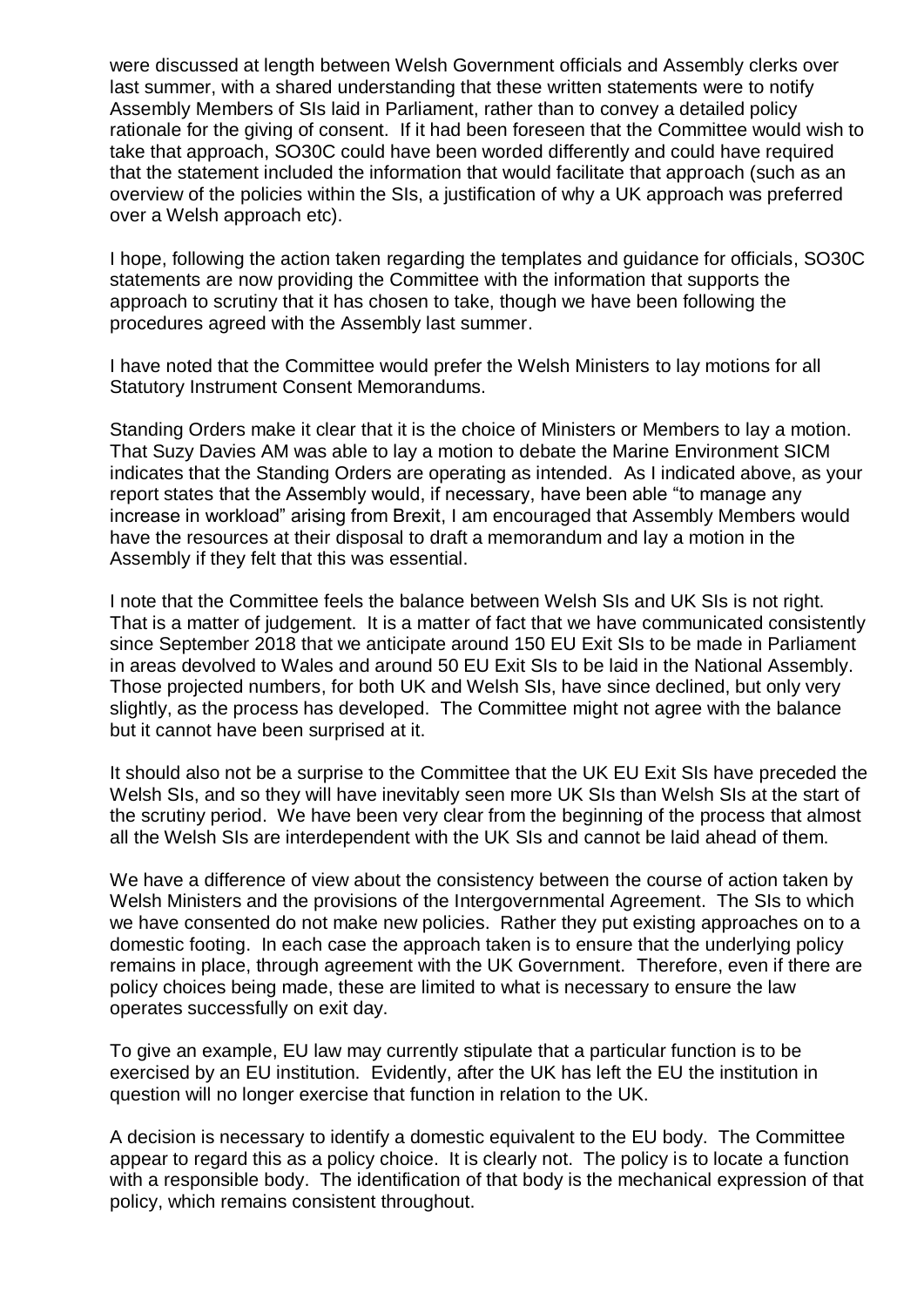were discussed at length between Welsh Government officials and Assembly clerks over last summer, with a shared understanding that these written statements were to notify Assembly Members of SIs laid in Parliament, rather than to convey a detailed policy rationale for the giving of consent. If it had been foreseen that the Committee would wish to take that approach, SO30C could have been worded differently and could have required that the statement included the information that would facilitate that approach (such as an overview of the policies within the SIs, a justification of why a UK approach was preferred over a Welsh approach etc).

I hope, following the action taken regarding the templates and guidance for officials, SO30C statements are now providing the Committee with the information that supports the approach to scrutiny that it has chosen to take, though we have been following the procedures agreed with the Assembly last summer.

I have noted that the Committee would prefer the Welsh Ministers to lay motions for all Statutory Instrument Consent Memorandums.

Standing Orders make it clear that it is the choice of Ministers or Members to lay a motion. That Suzy Davies AM was able to lay a motion to debate the Marine Environment SICM indicates that the Standing Orders are operating as intended. As I indicated above, as your report states that the Assembly would, if necessary, have been able "to manage any increase in workload" arising from Brexit, I am encouraged that Assembly Members would have the resources at their disposal to draft a memorandum and lay a motion in the Assembly if they felt that this was essential.

I note that the Committee feels the balance between Welsh SIs and UK SIs is not right. That is a matter of judgement. It is a matter of fact that we have communicated consistently since September 2018 that we anticipate around 150 EU Exit SIs to be made in Parliament in areas devolved to Wales and around 50 EU Exit SIs to be laid in the National Assembly. Those projected numbers, for both UK and Welsh SIs, have since declined, but only very slightly, as the process has developed. The Committee might not agree with the balance but it cannot have been surprised at it.

It should also not be a surprise to the Committee that the UK EU Exit SIs have preceded the Welsh SIs, and so they will have inevitably seen more UK SIs than Welsh SIs at the start of the scrutiny period. We have been very clear from the beginning of the process that almost all the Welsh SIs are interdependent with the UK SIs and cannot be laid ahead of them.

We have a difference of view about the consistency between the course of action taken by Welsh Ministers and the provisions of the Intergovernmental Agreement. The SIs to which we have consented do not make new policies. Rather they put existing approaches on to a domestic footing. In each case the approach taken is to ensure that the underlying policy remains in place, through agreement with the UK Government. Therefore, even if there are policy choices being made, these are limited to what is necessary to ensure the law operates successfully on exit day.

To give an example, EU law may currently stipulate that a particular function is to be exercised by an EU institution. Evidently, after the UK has left the EU the institution in question will no longer exercise that function in relation to the UK.

A decision is necessary to identify a domestic equivalent to the EU body. The Committee appear to regard this as a policy choice. It is clearly not. The policy is to locate a function with a responsible body. The identification of that body is the mechanical expression of that policy, which remains consistent throughout.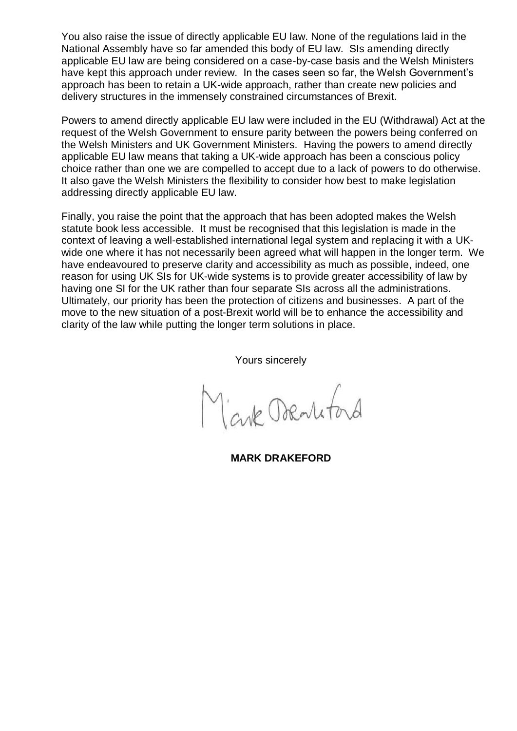You also raise the issue of directly applicable EU law. None of the regulations laid in the National Assembly have so far amended this body of EU law. SIs amending directly applicable EU law are being considered on a case-by-case basis and the Welsh Ministers have kept this approach under review. In the cases seen so far, the Welsh Government's approach has been to retain a UK-wide approach, rather than create new policies and delivery structures in the immensely constrained circumstances of Brexit.

Powers to amend directly applicable EU law were included in the EU (Withdrawal) Act at the request of the Welsh Government to ensure parity between the powers being conferred on the Welsh Ministers and UK Government Ministers. Having the powers to amend directly applicable EU law means that taking a UK-wide approach has been a conscious policy choice rather than one we are compelled to accept due to a lack of powers to do otherwise. It also gave the Welsh Ministers the flexibility to consider how best to make legislation addressing directly applicable EU law.

Finally, you raise the point that the approach that has been adopted makes the Welsh statute book less accessible. It must be recognised that this legislation is made in the context of leaving a well-established international legal system and replacing it with a UK-wide one where it has not necessarily been agreed what will happen in the longer term. We have endeavoured to preserve clarity and accessibility as much as possible, indeed, one reason for using UK SIs for UK-wide systems is to provide greater accessibility of law by having one SI for the UK rather than four separate SIs across all the administrations. Ultimately, our priority has been the protection of citizens and businesses. A part of the move to the new situation of a post-Brexit world will be to enhance the accessibility and clarity of the law while putting the longer term solutions in place.

Yours sincerely

Mark Drakeford

**MARK DRAKEFORD**